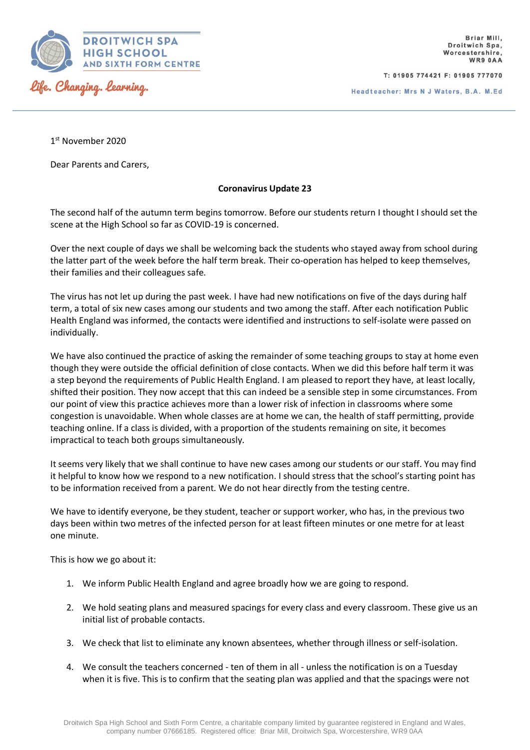DROITWICH SPA HIGH SCHOOL AND SIXTH FORM CENTRE

*Life. Changing. Learning.*

Briar Mill,
Droitwich Spa,
Worcestershire,
WR9 0AA

T: 01905 774421 F: 01905 777070

Headteacher: Mrs N J Waters, B.A. M.Ed

1st November 2020

Dear Parents and Carers,

**Coronavirus Update 23**

The second half of the autumn term begins tomorrow. Before our students return I thought I should set the scene at the High School so far as COVID-19 is concerned.

Over the next couple of days we shall be welcoming back the students who stayed away from school during the latter part of the week before the half term break. Their co-operation has helped to keep themselves, their families and their colleagues safe.

The virus has not let up during the past week. I have had new notifications on five of the days during half term, a total of six new cases among our students and two among the staff. After each notification Public Health England was informed, the contacts were identified and instructions to self-isolate were passed on individually.

We have also continued the practice of asking the remainder of some teaching groups to stay at home even though they were outside the official definition of close contacts. When we did this before half term it was a step beyond the requirements of Public Health England. I am pleased to report they have, at least locally, shifted their position. They now accept that this can indeed be a sensible step in some circumstances. From our point of view this practice achieves more than a lower risk of infection in classrooms where some congestion is unavoidable. When whole classes are at home we can, the health of staff permitting, provide teaching online. If a class is divided, with a proportion of the students remaining on site, it becomes impractical to teach both groups simultaneously.

It seems very likely that we shall continue to have new cases among our students or our staff. You may find it helpful to know how we respond to a new notification. I should stress that the school's starting point has to be information received from a parent. We do not hear directly from the testing centre.

We have to identify everyone, be they student, teacher or support worker, who has, in the previous two days been within two metres of the infected person for at least fifteen minutes or one metre for at least one minute.

This is how we go about it:

1. We inform Public Health England and agree broadly how we are going to respond.
2. We hold seating plans and measured spacings for every class and every classroom. These give us an initial list of probable contacts.
3. We check that list to eliminate any known absentees, whether through illness or self-isolation.
4. We consult the teachers concerned - ten of them in all - unless the notification is on a Tuesday when it is five. This is to confirm that the seating plan was applied and that the spacings were not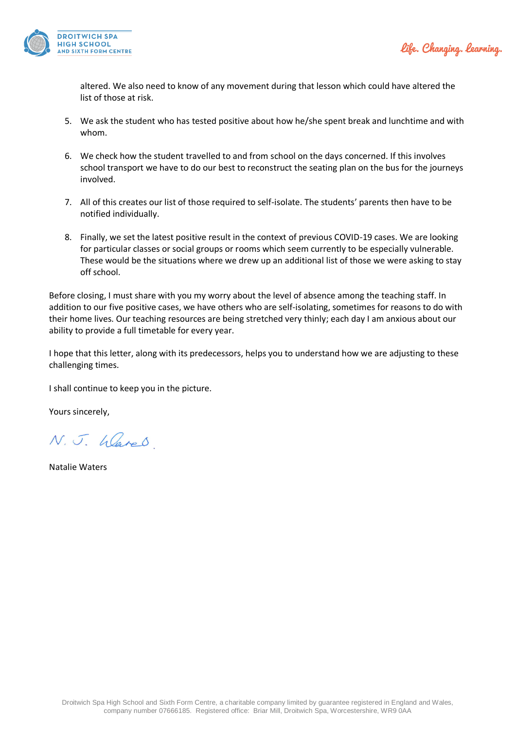altered. We also need to know of any movement during that lesson which could have altered the list of those at risk.

5. We ask the student who has tested positive about how he/she spent break and lunchtime and with whom.

6. We check how the student travelled to and from school on the days concerned. If this involves school transport we have to do our best to reconstruct the seating plan on the bus for the journeys involved.

7. All of this creates our list of those required to self-isolate. The students' parents then have to be notified individually.

8. Finally, we set the latest positive result in the context of previous COVID-19 cases. We are looking for particular classes or social groups or rooms which seem currently to be especially vulnerable. These would be the situations where we drew up an additional list of those we were asking to stay off school.

Before closing, I must share with you my worry about the level of absence among the teaching staff. In addition to our five positive cases, we have others who are self-isolating, sometimes for reasons to do with their home lives. Our teaching resources are being stretched very thinly; each day I am anxious about our ability to provide a full timetable for every year.

I hope that this letter, along with its predecessors, helps you to understand how we are adjusting to these challenging times.

I shall continue to keep you in the picture.

Yours sincerely,

N. J. Waters

Natalie Waters